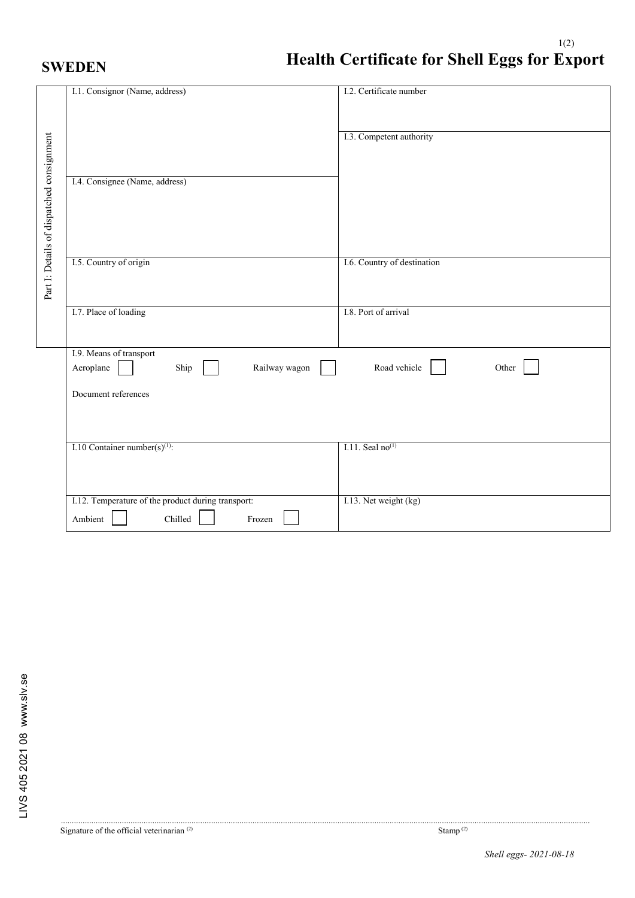**SWEDEN**

# Health Certificate for Shell Eggs for Export

**Part I: Details of dispatched consignment**

| | |
|---|---|
| I.1. Consignor (Name, address) | I.2. Certificate number |
| | I.3. Competent authority |
| I.4. Consignee (Name, address) | |
| I.5. Country of origin | I.6. Country of destination |
| I.7. Place of loading | I.8. Port of arrival |
| I.9. Means of transport<br>Aeroplane ☐ Ship ☐ Railway wagon ☐ Road vehicle ☐ Other ☐<br><br>Document references | |
| I.10 Container number(s)[(1)]: | I.11. Seal no[(1)] |
| I.12. Temperature of the product during transport:<br>Ambient ☐ Chilled ☐ Frozen ☐ | I.13. Net weight (kg) |

.................................................................................................................................................

Signature of the official veterinarian [(2)] Stamp [(2)]

LIVS 405 2021 08 www.slv.se

*Shell eggs- 2021-08-18*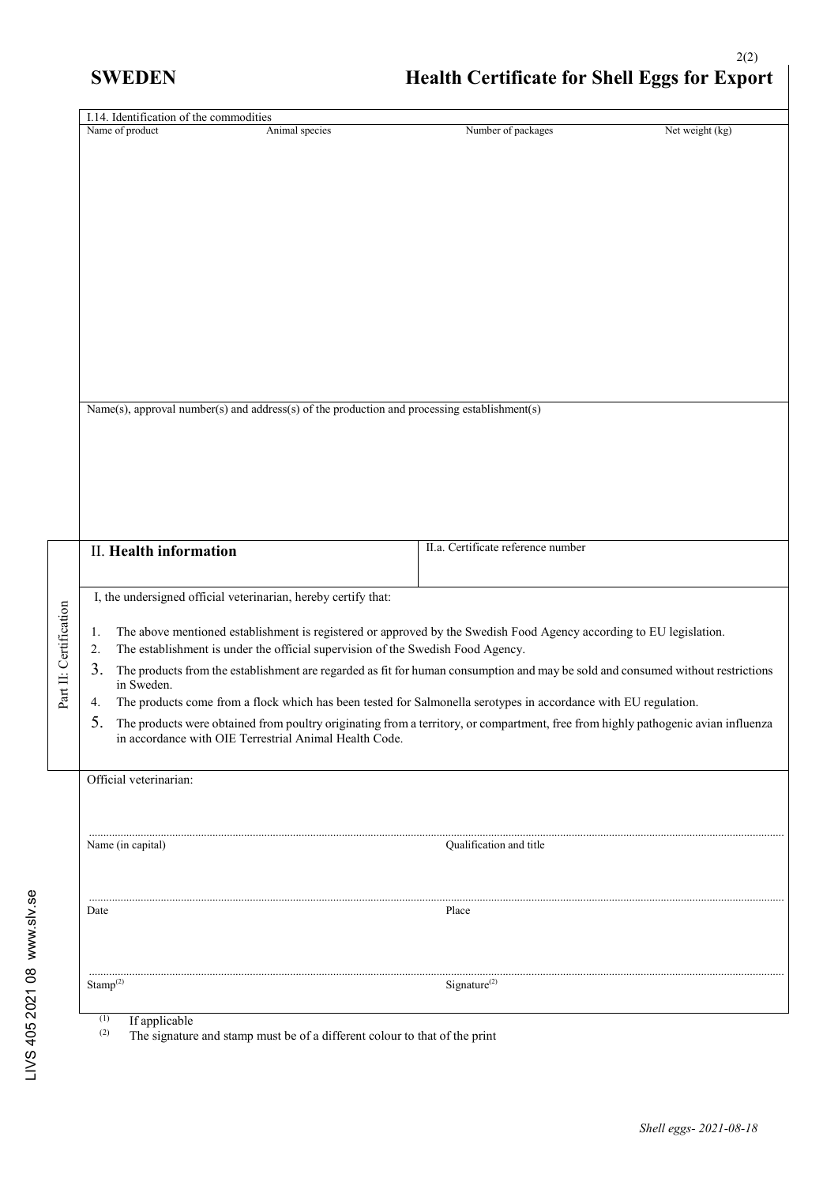## SWEDEN

## Health Certificate for Shell Eggs for Export

I.14. Identification of the commodities

| Name of product | Animal species | Number of packages | Net weight (kg) |
|---|---|---|---|
| | | | |

Name(s), approval number(s) and address(s) of the production and processing establishment(s)

Part II: Certification

### II. Health information

II.a. Certificate reference number

I, the undersigned official veterinarian, hereby certify that:

1. The above mentioned establishment is registered or approved by the Swedish Food Agency according to EU legislation.
2. The establishment is under the official supervision of the Swedish Food Agency.
3. The products from the establishment are regarded as fit for human consumption and may be sold and consumed without restrictions in Sweden.
4. The products come from a flock which has been tested for Salmonella serotypes in accordance with EU regulation.
5. The products were obtained from poultry originating from a territory, or compartment, free from highly pathogenic avian influenza in accordance with OIE Terrestrial Animal Health Code.

Official veterinarian:

Name (in capital) ..................................... Qualification and title .....................................

Date ..................................... Place .....................................

Stamp[2] ..................................... Signature[2] .....................................

(1) If applicable
(2) The signature and stamp must be of a different colour to that of the print

LIVS 405 2021 08 www.slv.se

*Shell eggs- 2021-08-18*